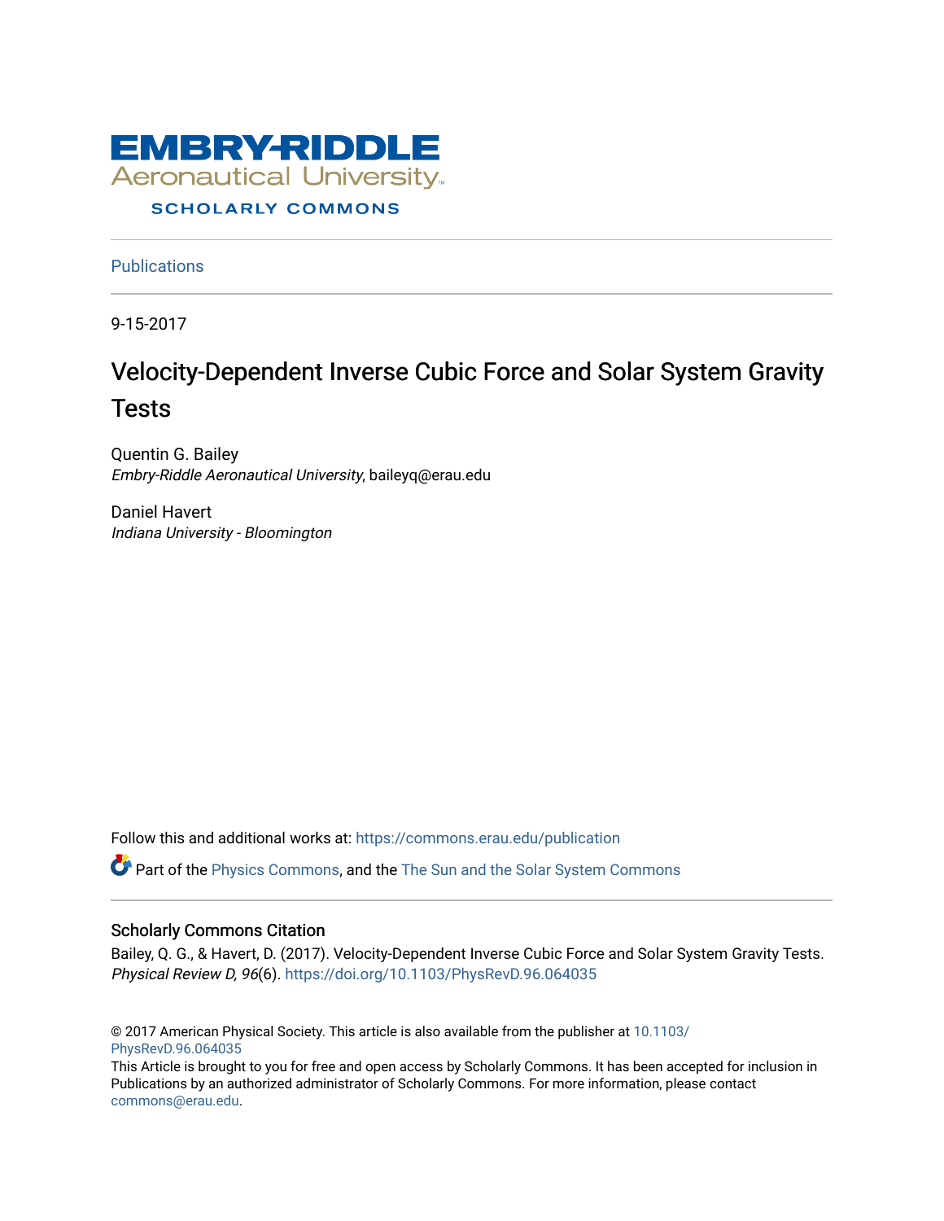EMBRY-RIDDLE Aeronautical University

SCHOLARLY COMMONS

Publications

9-15-2017

# Velocity-Dependent Inverse Cubic Force and Solar System Gravity Tests

Quentin G. Bailey
*Embry-Riddle Aeronautical University*, baileyq@erau.edu

Daniel Havert
*Indiana University - Bloomington*

Follow this and additional works at: https://commons.erau.edu/publication

Part of the Physics Commons, and the The Sun and the Solar System Commons

## Scholarly Commons Citation

Bailey, Q. G., & Havert, D. (2017). Velocity-Dependent Inverse Cubic Force and Solar System Gravity Tests. *Physical Review D, 96*(6). https://doi.org/10.1103/PhysRevD.96.064035

© 2017 American Physical Society. This article is also available from the publisher at 10.1103/PhysRevD.96.064035

This Article is brought to you for free and open access by Scholarly Commons. It has been accepted for inclusion in Publications by an authorized administrator of Scholarly Commons. For more information, please contact commons@erau.edu.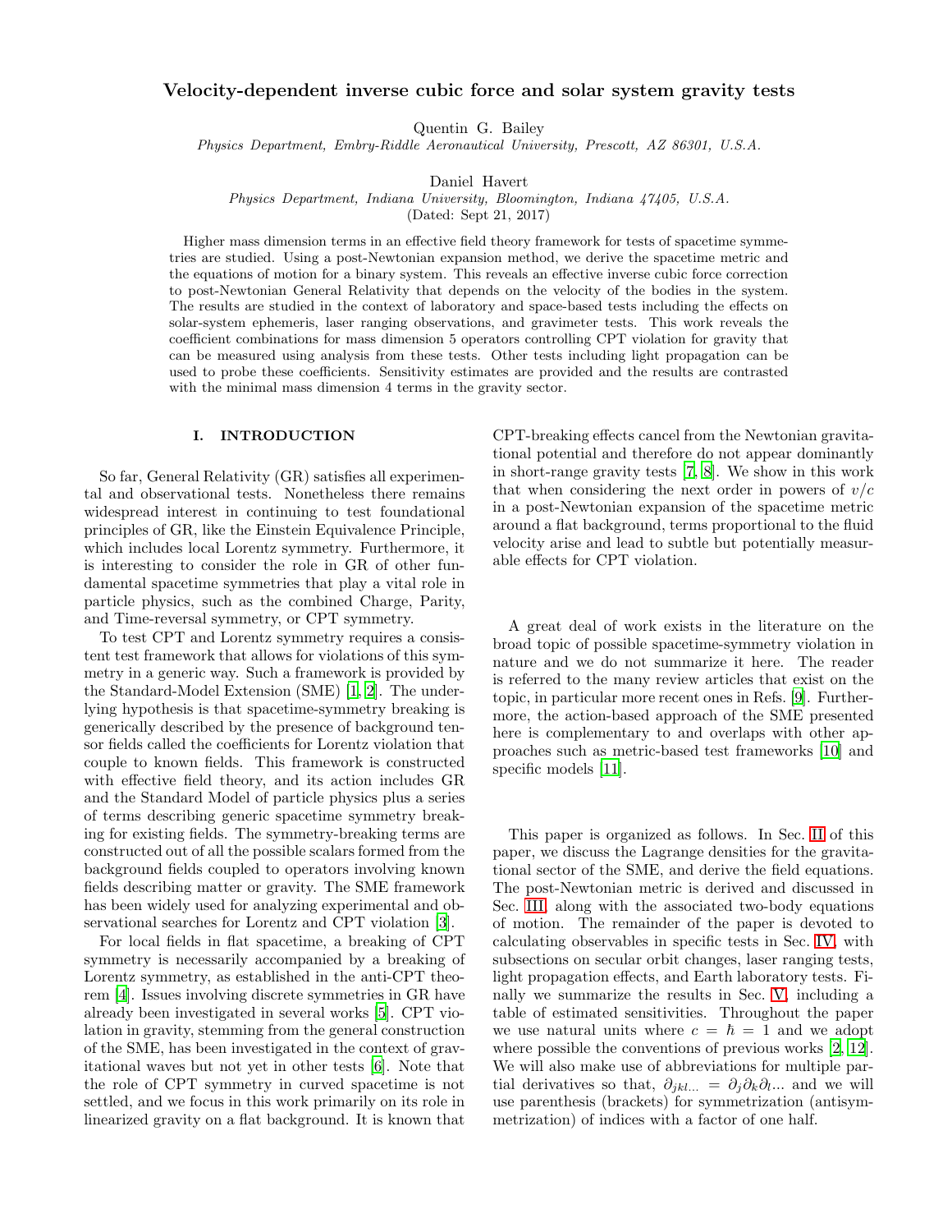# Velocity-dependent inverse cubic force and solar system gravity tests

Quentin G. Bailey

*Physics Department, Embry-Riddle Aeronautical University, Prescott, AZ 86301, U.S.A.*

Daniel Havert

*Physics Department, Indiana University, Bloomington, Indiana 47405, U.S.A.*

(Dated: Sept 21, 2017)

Higher mass dimension terms in an effective field theory framework for tests of spacetime symmetries are studied. Using a post-Newtonian expansion method, we derive the spacetime metric and the equations of motion for a binary system. This reveals an effective inverse cubic force correction to post-Newtonian General Relativity that depends on the velocity of the bodies in the system. The results are studied in the context of laboratory and space-based tests including the effects on solar-system ephemeris, laser ranging observations, and gravimeter tests. This work reveals the coefficient combinations for mass dimension 5 operators controlling CPT violation for gravity that can be measured using analysis from these tests. Other tests including light propagation can be used to probe these coefficients. Sensitivity estimates are provided and the results are contrasted with the minimal mass dimension 4 terms in the gravity sector.

## I. INTRODUCTION

So far, General Relativity (GR) satisfies all experimental and observational tests. Nonetheless there remains widespread interest in continuing to test foundational principles of GR, like the Einstein Equivalence Principle, which includes local Lorentz symmetry. Furthermore, it is interesting to consider the role in GR of other fundamental spacetime symmetries that play a vital role in particle physics, such as the combined Charge, Parity, and Time-reversal symmetry, or CPT symmetry.

To test CPT and Lorentz symmetry requires a consistent test framework that allows for violations of this symmetry in a generic way. Such a framework is provided by the Standard-Model Extension (SME) [1, 2]. The underlying hypothesis is that spacetime-symmetry breaking is generically described by the presence of background tensor fields called the coefficients for Lorentz violation that couple to known fields. This framework is constructed with effective field theory, and its action includes GR and the Standard Model of particle physics plus a series of terms describing generic spacetime symmetry breaking for existing fields. The symmetry-breaking terms are constructed out of all the possible scalars formed from the background fields coupled to operators involving known fields describing matter or gravity. The SME framework has been widely used for analyzing experimental and observational searches for Lorentz and CPT violation [3].

For local fields in flat spacetime, a breaking of CPT symmetry is necessarily accompanied by a breaking of Lorentz symmetry, as established in the anti-CPT theorem [4]. Issues involving discrete symmetries in GR have already been investigated in several works [5]. CPT violation in gravity, stemming from the general construction of the SME, has been investigated in the context of gravitational waves but not yet in other tests [6]. Note that the role of CPT symmetry in curved spacetime is not settled, and we focus in this work primarily on its role in linearized gravity on a flat background. It is known that CPT-breaking effects cancel from the Newtonian gravitational potential and therefore do not appear dominantly in short-range gravity tests [7, 8]. We show in this work that when considering the next order in powers of $v/c$ in a post-Newtonian expansion of the spacetime metric around a flat background, terms proportional to the fluid velocity arise and lead to subtle but potentially measurable effects for CPT violation.

A great deal of work exists in the literature on the broad topic of possible spacetime-symmetry violation in nature and we do not summarize it here. The reader is referred to the many review articles that exist on the topic, in particular more recent ones in Refs. [9]. Furthermore, the action-based approach of the SME presented here is complementary to and overlaps with other approaches such as metric-based test frameworks [10] and specific models [11].

This paper is organized as follows. In Sec. II of this paper, we discuss the Lagrange densities for the gravitational sector of the SME, and derive the field equations. The post-Newtonian metric is derived and discussed in Sec. III, along with the associated two-body equations of motion. The remainder of the paper is devoted to calculating observables in specific tests in Sec. IV, with subsections on secular orbit changes, laser ranging tests, light propagation effects, and Earth laboratory tests. Finally we summarize the results in Sec. V, including a table of estimated sensitivities. Throughout the paper we use natural units where $c = \hbar = 1$ and we adopt where possible the conventions of previous works [2, 12]. We will also make use of abbreviations for multiple partial derivatives so that, $\partial_{jkl...} = \partial_j \partial_k \partial_l ...$ and we will use parenthesis (brackets) for symmetrization (antisymmetrization) of indices with a factor of one half.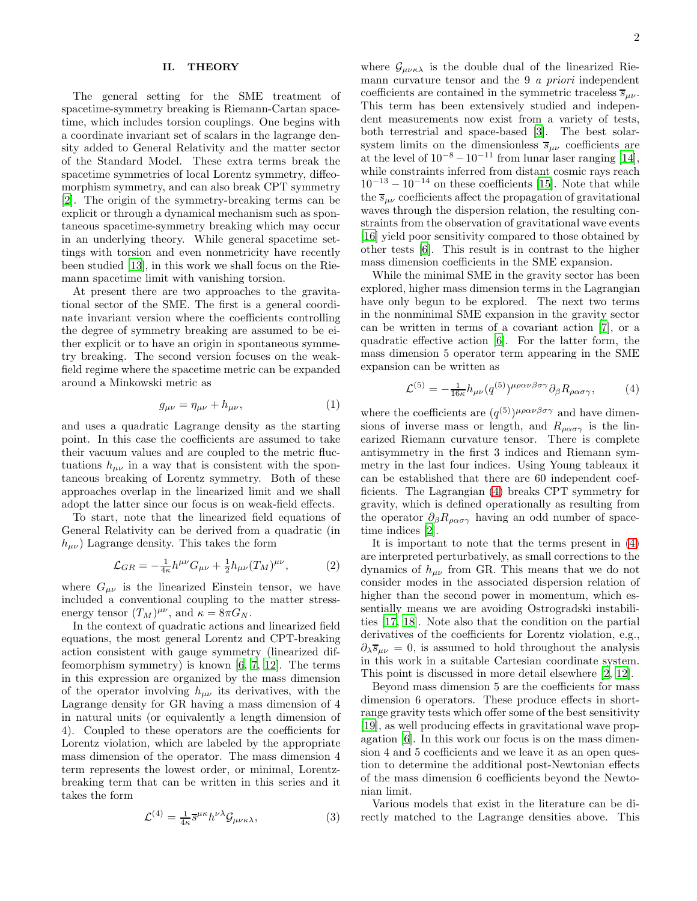## II. THEORY

The general setting for the SME treatment of spacetime-symmetry breaking is Riemann-Cartan spacetime, which includes torsion couplings. One begins with a coordinate invariant set of scalars in the lagrange density added to General Relativity and the matter sector of the Standard Model. These extra terms break the spacetime symmetries of local Lorentz symmetry, diffeomorphism symmetry, and can also break CPT symmetry [2]. The origin of the symmetry-breaking terms can be explicit or through a dynamical mechanism such as spontaneous spacetime-symmetry breaking which may occur in an underlying theory. While general spacetime settings with torsion and even nonmetricity have recently been studied [13], in this work we shall focus on the Riemann spacetime limit with vanishing torsion.

At present there are two approaches to the gravitational sector of the SME. The first is a general coordinate invariant version where the coefficients controlling the degree of symmetry breaking are assumed to be either explicit or to have an origin in spontaneous symmetry breaking. The second version focuses on the weak-field regime where the spacetime metric can be expanded around a Minkowski metric as

$$g_{\mu\nu} = \eta_{\mu\nu} + h_{\mu\nu}, \tag{1}$$

and uses a quadratic Lagrange density as the starting point. In this case the coefficients are assumed to take their vacuum values and are coupled to the metric fluctuations $h_{\mu\nu}$ in a way that is consistent with the spontaneous breaking of Lorentz symmetry. Both of these approaches overlap in the linearized limit and we shall adopt the latter since our focus is on weak-field effects.

To start, note that the linearized field equations of General Relativity can be derived from a quadratic (in $h_{\mu\nu}$) Lagrange density. This takes the form

$$\mathcal{L}_{GR} = -\tfrac{1}{4\kappa} h^{\mu\nu} G_{\mu\nu} + \tfrac{1}{2} h_{\mu\nu} (T_M)^{\mu\nu}, \tag{2}$$

where $G_{\mu\nu}$ is the linearized Einstein tensor, we have included a conventional coupling to the matter stress-energy tensor $(T_M)^{\mu\nu}$, and $\kappa = 8\pi G_N$.

In the context of quadratic actions and linearized field equations, the most general Lorentz and CPT-breaking action consistent with gauge symmetry (linearized diffeomorphism symmetry) is known [6, 7, 12]. The terms in this expression are organized by the mass dimension of the operator involving $h_{\mu\nu}$ its derivatives, with the Lagrange density for GR having a mass dimension of 4 in natural units (or equivalently a length dimension of 4). Coupled to these operators are the coefficients for Lorentz violation, which are labeled by the appropriate mass dimension of the operator. The mass dimension 4 term represents the lowest order, or minimal, Lorentz-breaking term that can be written in this series and it takes the form

$$\mathcal{L}^{(4)} = \tfrac{1}{4\kappa} \overline{s}^{\mu\kappa} h^{\nu\lambda} \mathcal{G}_{\mu\nu\kappa\lambda}, \tag{3}$$

where $\mathcal{G}_{\mu\nu\kappa\lambda}$ is the double dual of the linearized Riemann curvature tensor and the 9 *a priori* independent coefficients are contained in the symmetric traceless $\overline{s}_{\mu\nu}$. This term has been extensively studied and independent measurements now exist from a variety of tests, both terrestrial and space-based [3]. The best solar-system limits on the dimensionless $\overline{s}_{\mu\nu}$ coefficients are at the level of $10^{-8} - 10^{-11}$ from lunar laser ranging [14], while constraints inferred from distant cosmic rays reach $10^{-13} - 10^{-14}$ on these coefficients [15]. Note that while the $\overline{s}_{\mu\nu}$ coefficients affect the propagation of gravitational waves through the dispersion relation, the resulting constraints from the observation of gravitational wave events [16] yield poor sensitivity compared to those obtained by other tests [6]. This result is in contrast to the higher mass dimension coefficients in the SME expansion.

While the minimal SME in the gravity sector has been explored, higher mass dimension terms in the Lagrangian have only begun to be explored. The next two terms in the nonminimal SME expansion in the gravity sector can be written in terms of a covariant action [7], or a quadratic effective action [6]. For the latter form, the mass dimension 5 operator term appearing in the SME expansion can be written as

$$\mathcal{L}^{(5)} = -\tfrac{1}{16\kappa} h_{\mu\nu} (q^{(5)})^{\mu\rho\alpha\nu\beta\sigma\gamma} \partial_\beta R_{\rho\alpha\sigma\gamma}, \tag{4}$$

where the coefficients are $(q^{(5)})^{\mu\rho\alpha\nu\beta\sigma\gamma}$ and have dimensions of inverse mass or length, and $R_{\rho\alpha\sigma\gamma}$ is the linearized Riemann curvature tensor. There is complete antisymmetry in the first 3 indices and Riemann symmetry in the last four indices. Using Young tableaux it can be established that there are 60 independent coefficients. The Lagrangian (4) breaks CPT symmetry for gravity, which is defined operationally as resulting from the operator $\partial_\beta R_{\rho\alpha\sigma\gamma}$ having an odd number of spacetime indices [2].

It is important to note that the terms present in (4) are interpreted perturbatively, as small corrections to the dynamics of $h_{\mu\nu}$ from GR. This means that we do not consider modes in the associated dispersion relation of higher than the second power in momentum, which essentially means we are avoiding Ostrogradski instabilities [17, 18]. Note also that the condition on the partial derivatives of the coefficients for Lorentz violation, e.g., $\partial_\lambda \overline{s}_{\mu\nu} = 0$, is assumed to hold throughout the analysis in this work in a suitable Cartesian coordinate system. This point is discussed in more detail elsewhere [2, 12].

Beyond mass dimension 5 are the coefficients for mass dimension 6 operators. These produce effects in short-range gravity tests which offer some of the best sensitivity [19], as well producing effects in gravitational wave propagation [6]. In this work our focus is on the mass dimension 4 and 5 coefficients and we leave it as an open question to determine the additional post-Newtonian effects of the mass dimension 6 coefficients beyond the Newtonian limit.

Various models that exist in the literature can be directly matched to the Lagrange densities above. This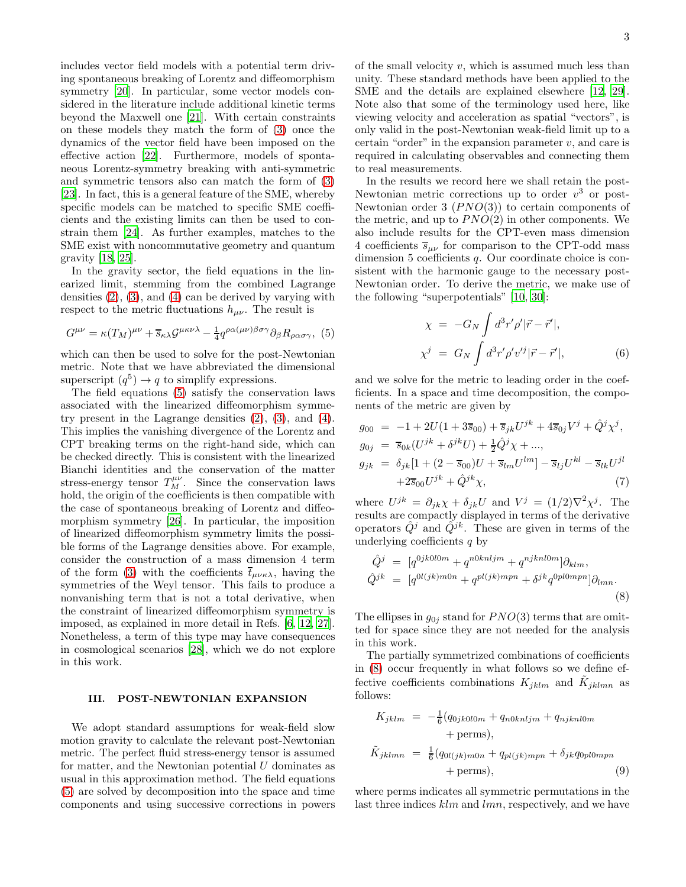includes vector field models with a potential term driving spontaneous breaking of Lorentz and diffeomorphism symmetry [20]. In particular, some vector models considered in the literature include additional kinetic terms beyond the Maxwell one [21]. With certain constraints on these models they match the form of (3) once the dynamics of the vector field have been imposed on the effective action [22]. Furthermore, models of spontaneous Lorentz-symmetry breaking with anti-symmetric and symmetric tensors also can match the form of (3) [23]. In fact, this is a general feature of the SME, whereby specific models can be matched to specific SME coefficients and the existing limits can then be used to constrain them [24]. As further examples, matches to the SME exist with noncommutative geometry and quantum gravity [18, 25].

In the gravity sector, the field equations in the linearized limit, stemming from the combined Lagrange densities (2), (3), and (4) can be derived by varying with respect to the metric fluctuations $h_{\mu\nu}$. The result is

$$G^{\mu\nu} = \kappa (T_M)^{\mu\nu} + \overline{s}_{\kappa\lambda}\mathcal{G}^{\mu\kappa\nu\lambda} - \tfrac{1}{4} q^{\rho\alpha(\mu\nu)\beta\sigma\gamma}\partial_\beta R_{\rho\alpha\sigma\gamma}, \quad (5)$$

which can then be used to solve for the post-Newtonian metric. Note that we have abbreviated the dimensional superscript $(q^5) \rightarrow q$ to simplify expressions.

The field equations (5) satisfy the conservation laws associated with the linearized diffeomorphism symmetry present in the Lagrange densities (2), (3), and (4). This implies the vanishing divergence of the Lorentz and CPT breaking terms on the right-hand side, which can be checked directly. This is consistent with the linearized Bianchi identities and the conservation of the matter stress-energy tensor $T_M^{\mu\nu}$. Since the conservation laws hold, the origin of the coefficients is then compatible with the case of spontaneous breaking of Lorentz and diffeomorphism symmetry [26]. In particular, the imposition of linearized diffeomorphism symmetry limits the possible forms of the Lagrange densities above. For example, consider the construction of a mass dimension 4 term of the form (3) with the coefficients $\overline{t}_{\mu\nu\kappa\lambda}$, having the symmetries of the Weyl tensor. This fails to produce a nonvanishing term that is not a total derivative, when the constraint of linearized diffeomorphism symmetry is imposed, as explained in more detail in Refs. [6, 12, 27]. Nonetheless, a term of this type may have consequences in cosmological scenarios [28], which we do not explore in this work.

### III. POST-NEWTONIAN EXPANSION

We adopt standard assumptions for weak-field slow motion gravity to calculate the relevant post-Newtonian metric. The perfect fluid stress-energy tensor is assumed for matter, and the Newtonian potential $U$ dominates as usual in this approximation method. The field equations (5) are solved by decomposition into the space and time components and using successive corrections in powers of the small velocity $v$, which is assumed much less than unity. These standard methods have been applied to the SME and the details are explained elsewhere [12, 29]. Note also that some of the terminology used here, like viewing velocity and acceleration as spatial "vectors", is only valid in the post-Newtonian weak-field limit up to a certain "order" in the expansion parameter $v$, and care is required in calculating observables and connecting them to real measurements.

In the results we record here we shall retain the post-Newtonian metric corrections up to order $v^3$ or post-Newtonian order 3 ($PNO(3)$) to certain components of the metric, and up to $PNO(2)$ in other components. We also include results for the CPT-even mass dimension 4 coefficients $\overline{s}_{\mu\nu}$ for comparison to the CPT-odd mass dimension 5 coefficients $q$. Our coordinate choice is consistent with the harmonic gauge to the necessary post-Newtonian order. To derive the metric, we make use of the following "superpotentials" [10, 30]:

$$\begin{aligned}
\chi &= -G_N \int d^3r' \rho' |\vec{r} - \vec{r}'|, \\
\chi^j &= G_N \int d^3r' \rho' v'^j |\vec{r} - \vec{r}'|,
\end{aligned} \quad (6)$$

and we solve for the metric to leading order in the coefficients. In a space and time decomposition, the components of the metric are given by

$$\begin{aligned}
g_{00} &= -1 + 2U(1 + 3\overline{s}_{00}) + \overline{s}_{jk}U^{jk} + 4\overline{s}_{0j}V^j + \hat{Q}^j\chi^j, \\
g_{0j} &= \overline{s}_{0k}(U^{jk} + \delta^{jk}U) + \tfrac{1}{2}\hat{Q}^j\chi + ..., \\
g_{jk} &= \delta_{jk}[1 + (2 - \overline{s}_{00})U + \overline{s}_{lm}U^{lm}] - \overline{s}_{lj}U^{kl} - \overline{s}_{lk}U^{jl} \\
&\quad + 2\overline{s}_{00}U^{jk} + \hat{Q}^{jk}\chi,
\end{aligned} \quad (7)$$

where $U^{jk} = \partial_{jk}\chi + \delta_{jk}U$ and $V^j = (1/2)\nabla^2\chi^j$. The results are compactly displayed in terms of the derivative operators $\hat{Q}^j$ and $\hat{Q}^{jk}$. These are given in terms of the underlying coefficients $q$ by

$$\begin{aligned}
\hat{Q}^j &= [q^{0jk0l0m} + q^{n0knljm} + q^{njknl0m}]\partial_{klm}, \\
\hat{Q}^{jk} &= [q^{0l(jk)m0n} + q^{pl(jk)mpn} + \delta^{jk}q^{0pl0mpn}]\partial_{lmn}.
\end{aligned} \quad (8)$$

The ellipses in $g_{0j}$ stand for $PNO(3)$ terms that are omitted for space since they are not needed for the analysis in this work.

The partially symmetrized combinations of coefficients in (8) occur frequently in what follows so we define effective coefficients combinations $K_{jklm}$ and $\tilde{K}_{jklmn}$ as follows:

$$\begin{aligned}
K_{jklm} &= -\tfrac{1}{6}(q_{0jk0l0m} + q_{n0knljm} + q_{njknl0m} \\
&\qquad + \text{perms}), \\
\tilde{K}_{jklmn} &= \tfrac{1}{6}(q_{0l(jk)m0n} + q_{pl(jk)mpn} + \delta_{jk}q_{0pl0mpn} \\
&\qquad + \text{perms}),
\end{aligned} \quad (9)$$

where perms indicates all symmetric permutations in the last three indices $klm$ and $lmn$, respectively, and we have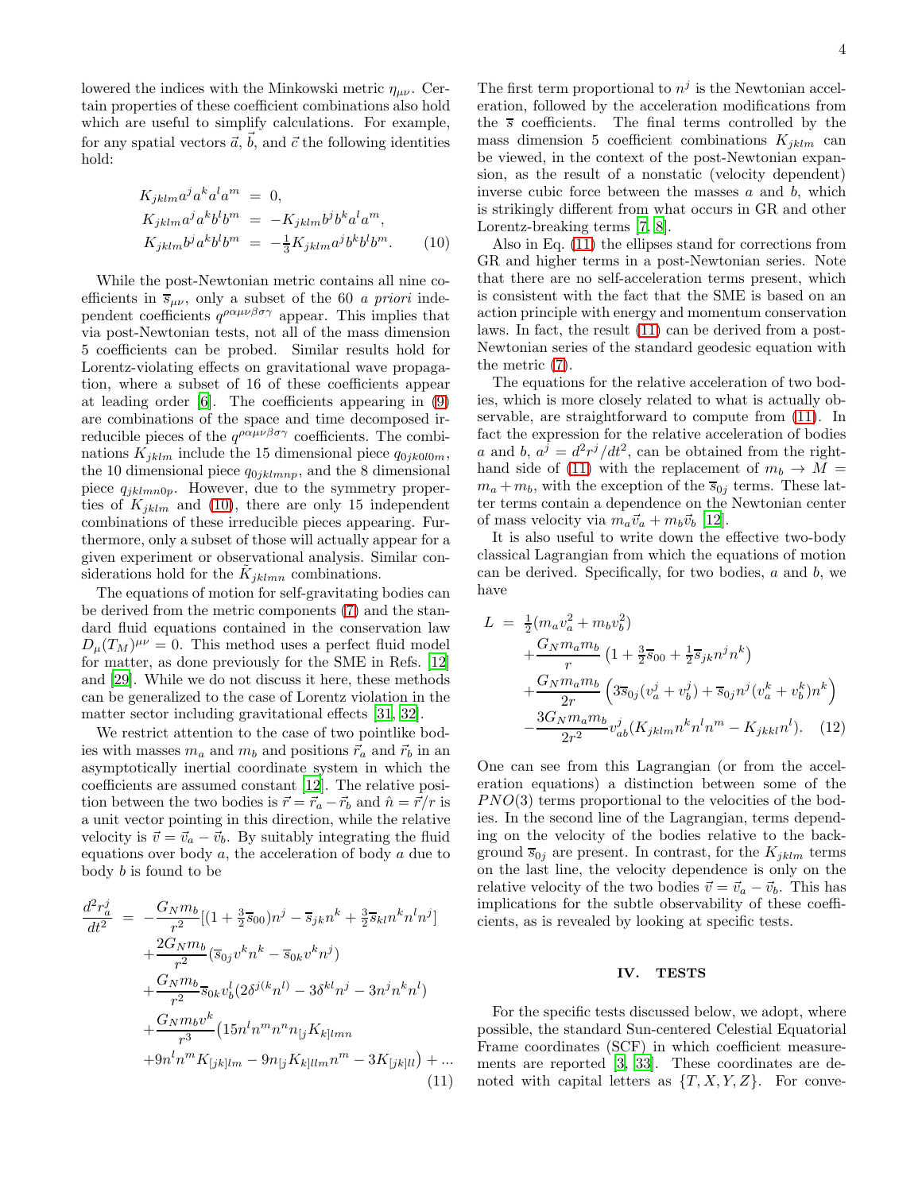lowered the indices with the Minkowski metric $\eta_{\mu\nu}$. Certain properties of these coefficient combinations also hold which are useful to simplify calculations. For example, for any spatial vectors $\vec{a}$, $\vec{b}$, and $\vec{c}$ the following identities hold:

$$
\begin{aligned}
K_{jklm}a^j a^k a^l a^m &= 0, \\
K_{jklm}a^j a^k b^l b^m &= -K_{jklm}b^j b^k a^l a^m, \\
K_{jklm}b^j a^k b^l b^m &= -\tfrac{1}{3}K_{jklm}a^j b^k b^l b^m.
\end{aligned} \tag{10}
$$

While the post-Newtonian metric contains all nine coefficients in $\overline{s}_{\mu\nu}$, only a subset of the 60 *a priori* independent coefficients $q^{\rho\alpha\mu\nu\beta\sigma\gamma}$ appear. This implies that via post-Newtonian tests, not all of the mass dimension 5 coefficients can be probed. Similar results hold for Lorentz-violating effects on gravitational wave propagation, where a subset of 16 of these coefficients appear at leading order [6]. The coefficients appearing in (9) are combinations of the space and time decomposed irreducible pieces of the $q^{\rho\alpha\mu\nu\beta\sigma\gamma}$ coefficients. The combinations $K_{jklm}$ include the 15 dimensional piece $q_{0jk0l0m}$, the 10 dimensional piece $q_{0jklmnp}$, and the 8 dimensional piece $q_{jklmn0p}$. However, due to the symmetry properties of $K_{jklm}$ and (10), there are only 15 independent combinations of these irreducible pieces appearing. Furthermore, only a subset of those will actually appear for a given experiment or observational analysis. Similar considerations hold for the $\tilde{K}_{jklmn}$ combinations.

The equations of motion for self-gravitating bodies can be derived from the metric components (7) and the standard fluid equations contained in the conservation law $D_\mu (T_M)^{\mu\nu} = 0$. This method uses a perfect fluid model for matter, as done previously for the SME in Refs. [12] and [29]. While we do not discuss it here, these methods can be generalized to the case of Lorentz violation in the matter sector including gravitational effects [31, 32].

We restrict attention to the case of two pointlike bodies with masses $m_a$ and $m_b$ and positions $\vec{r}_a$ and $\vec{r}_b$ in an asymptotically inertial coordinate system in which the coefficients are assumed constant [12]. The relative position between the two bodies is $\vec{r} = \vec{r}_a - \vec{r}_b$ and $\hat{n} = \vec{r}/r$ is a unit vector pointing in this direction, while the relative velocity is $\vec{v} = \vec{v}_a - \vec{v}_b$. By suitably integrating the fluid equations over body $a$, the acceleration of body $a$ due to body $b$ is found to be

$$
\begin{aligned}
\frac{d^2 r_a^j}{dt^2} &= -\frac{G_N m_b}{r^2}[(1 + \tfrac{3}{2}\overline{s}_{00})n^j - \overline{s}_{jk}n^k + \tfrac{3}{2}\overline{s}_{kl}n^k n^l n^j] \\
&\quad + \frac{2G_N m_b}{r^2}(\overline{s}_{0j}v^k n^k - \overline{s}_{0k}v^k n^j) \\
&\quad + \frac{G_N m_b}{r^2}\overline{s}_{0k}v_b^l(2\delta^{j(k}n^{l)} - 3\delta^{kl}n^j - 3n^j n^k n^l) \\
&\quad + \frac{G_N m_b v^k}{r^3}\big(15 n^l n^m n^n n_{[j}K_{k]lmn} \\
&\quad + 9 n^l n^m K_{[jk]lm} - 9 n_{[j}K_{k]llm}n^m - 3K_{[jk]ll}\big) + \ldots
\end{aligned} \tag{11}
$$

The first term proportional to $n^j$ is the Newtonian acceleration, followed by the acceleration modifications from the $\overline{s}$ coefficients. The final terms controlled by the mass dimension 5 coefficient combinations $K_{jklm}$ can be viewed, in the context of the post-Newtonian expansion, as the result of a nonstatic (velocity dependent) inverse cubic force between the masses $a$ and $b$, which is strikingly different from what occurs in GR and other Lorentz-breaking terms [7, 8].

Also in Eq. (11) the ellipses stand for corrections from GR and higher terms in a post-Newtonian series. Note that there are no self-acceleration terms present, which is consistent with the fact that the SME is based on an action principle with energy and momentum conservation laws. In fact, the result (11) can be derived from a post-Newtonian series of the standard geodesic equation with the metric (7).

The equations for the relative acceleration of two bodies, which is more closely related to what is actually observable, are straightforward to compute from (11). In fact the expression for the relative acceleration of bodies $a$ and $b$, $a^j = d^2 r^j/dt^2$, can be obtained from the right-hand side of (11) with the replacement of $m_b \to M = m_a + m_b$, with the exception of the $\overline{s}_{0j}$ terms. These latter terms contain a dependence on the Newtonian center of mass velocity via $m_a \vec{v}_a + m_b \vec{v}_b$ [12].

It is also useful to write down the effective two-body classical Lagrangian from which the equations of motion can be derived. Specifically, for two bodies, $a$ and $b$, we have

$$
\begin{aligned}
L &= \tfrac{1}{2}(m_a v_a^2 + m_b v_b^2) \\
&\quad + \frac{G_N m_a m_b}{r}\left(1 + \tfrac{3}{2}\overline{s}_{00} + \tfrac{1}{2}\overline{s}_{jk}n^j n^k\right) \\
&\quad + \frac{G_N m_a m_b}{2r}\left(3\overline{s}_{0j}(v_a^j + v_b^j) + \overline{s}_{0j}n^j(v_a^k + v_b^k)n^k\right) \\
&\quad - \frac{3G_N m_a m_b}{2r^2}v_{ab}^j(K_{jklm}n^k n^l n^m - K_{jkkl}n^l).
\end{aligned} \tag{12}
$$

One can see from this Lagrangian (or from the acceleration equations) a distinction between some of the $PNO(3)$ terms proportional to the velocities of the bodies. In the second line of the Lagrangian, terms depending on the velocity of the bodies relative to the background $\overline{s}_{0j}$ are present. In contrast, for the $K_{jklm}$ terms on the last line, the velocity dependence is only on the relative velocity of the two bodies $\vec{v} = \vec{v}_a - \vec{v}_b$. This has implications for the subtle observability of these coefficients, as is revealed by looking at specific tests.

## IV. TESTS

For the specific tests discussed below, we adopt, where possible, the standard Sun-centered Celestial Equatorial Frame coordinates (SCF) in which coefficient measurements are reported [3, 33]. These coordinates are denoted with capital letters as $\{T, X, Y, Z\}$. For conve-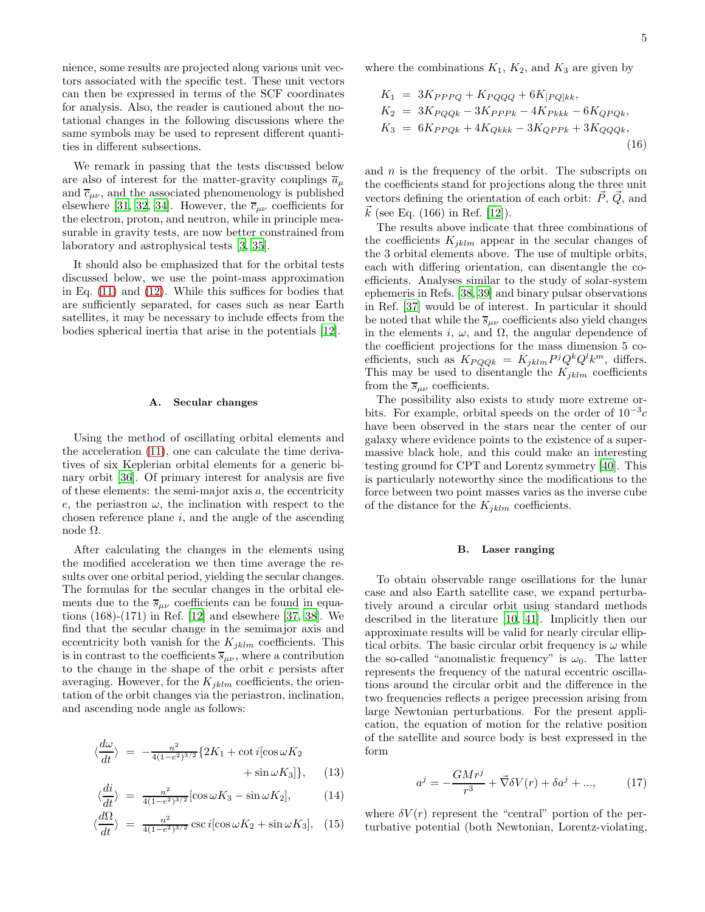nience, some results are projected along various unit vectors associated with the specific test. These unit vectors can then be expressed in terms of the SCF coordinates for analysis. Also, the reader is cautioned about the notational changes in the following discussions where the same symbols may be used to represent different quantities in different subsections.

We remark in passing that the tests discussed below are also of interest for the matter-gravity couplings $\overline{a}_\mu$ and $\overline{c}_{\mu\nu}$, and the associated phenomenology is published elsewhere [31, 32, 34]. However, the $\overline{c}_{\mu\nu}$ coefficients for the electron, proton, and neutron, while in principle measurable in gravity tests, are now better constrained from laboratory and astrophysical tests [3, 35].

It should also be emphasized that for the orbital tests discussed below, we use the point-mass approximation in Eq. (11) and (12). While this suffices for bodies that are sufficiently separated, for cases such as near Earth satellites, it may be necessary to include effects from the bodies spherical inertia that arise in the potentials [12].

### A. Secular changes

Using the method of oscillating orbital elements and the acceleration (11), one can calculate the time derivatives of six Keplerian orbital elements for a generic binary orbit [36]. Of primary interest for analysis are five of these elements: the semi-major axis $a$, the eccentricity $e$, the periastron $\omega$, the inclination with respect to the chosen reference plane $i$, and the angle of the ascending node $\Omega$.

After calculating the changes in the elements using the modified acceleration we then time average the results over one orbital period, yielding the secular changes. The formulas for the secular changes in the orbital elements due to the $\overline{s}_{\mu\nu}$ coefficients can be found in equations (168)-(171) in Ref. [12] and elsewhere [37, 38]. We find that the secular change in the semimajor axis and eccentricity both vanish for the $K_{jklm}$ coefficients. This is in contrast to the coefficients $\overline{s}_{\mu\nu}$, where a contribution to the change in the shape of the orbit $e$ persists after averaging. However, for the $K_{jklm}$ coefficients, the orientation of the orbit changes via the periastron, inclination, and ascending node angle as follows:

$$
\begin{aligned}
\langle \frac{d\omega}{dt} \rangle &= -\frac{n^2}{4(1-e^2)^{3/2}} \{ 2K_1 + \cot i [\cos\omega K_2 \\
&\qquad + \sin\omega K_3 ] \}, \qquad (13) \\
\langle \frac{di}{dt} \rangle &= \frac{n^2}{4(1-e^2)^{3/2}} [\cos\omega K_3 - \sin\omega K_2], \qquad (14) \\
\langle \frac{d\Omega}{dt} \rangle &= \frac{n^2}{4(1-e^2)^{3/2}} \csc i [\cos\omega K_2 + \sin\omega K_3], \qquad (15)
\end{aligned}
$$

where the combinations $K_1$, $K_2$, and $K_3$ are given by

$$
\begin{aligned}
K_1 &= 3K_{PPPQ} + K_{PQQQ} + 6K_{[PQ]kk}, \\
K_2 &= 3K_{PQQk} - 3K_{PPPk} - 4K_{Pkkk} - 6K_{QPQk}, \\
K_3 &= 6K_{PPQk} + 4K_{Qkkk} - 3K_{QPPk} + 3K_{QQQk},
\end{aligned}
\qquad (16)
$$

and $n$ is the frequency of the orbit. The subscripts on the coefficients stand for projections along the three unit vectors defining the orientation of each orbit: $\vec{P}$, $\vec{Q}$, and $\vec{k}$ (see Eq. (166) in Ref. [12]).

The results above indicate that three combinations of the coefficients $K_{jklm}$ appear in the secular changes of the 3 orbital elements above. The use of multiple orbits, each with differing orientation, can disentangle the coefficients. Analyses similar to the study of solar-system ephemeris in Refs. [38, 39] and binary pulsar observations in Ref. [37] would be of interest. In particular it should be noted that while the $\overline{s}_{\mu\nu}$ coefficients also yield changes in the elements $i$, $\omega$, and $\Omega$, the angular dependence of the coefficient projections for the mass dimension 5 coefficients, such as $K_{PQQk} = K_{jklm} P^j Q^k Q^l k^m$, differs. This may be used to disentangle the $K_{jklm}$ coefficients from the $\overline{s}_{\mu\nu}$ coefficients.

The possibility also exists to study more extreme orbits. For example, orbital speeds on the order of $10^{-3}c$ have been observed in the stars near the center of our galaxy where evidence points to the existence of a supermassive black hole, and this could make an interesting testing ground for CPT and Lorentz symmetry [40]. This is particularly noteworthy since the modifications to the force between two point masses varies as the inverse cube of the distance for the $K_{jklm}$ coefficients.

### B. Laser ranging

To obtain observable range oscillations for the lunar case and also Earth satellite case, we expand perturbatively around a circular orbit using standard methods described in the literature [10, 41]. Implicitly then our approximate results will be valid for nearly circular elliptical orbits. The basic circular orbit frequency is $\omega$ while the so-called "anomalistic frequency" is $\omega_0$. The latter represents the frequency of the natural eccentric oscillations around the circular orbit and the difference in the two frequencies reflects a perigee precession arising from large Newtonian perturbations. For the present application, the equation of motion for the relative position of the satellite and source body is best expressed in the form

$$
a^j = -\frac{GMr^j}{r^3} + \vec{\nabla}\delta V(r) + \delta a^j + ..., \qquad (17)
$$

where $\delta V(r)$ represent the "central" portion of the perturbative potential (both Newtonian, Lorentz-violating,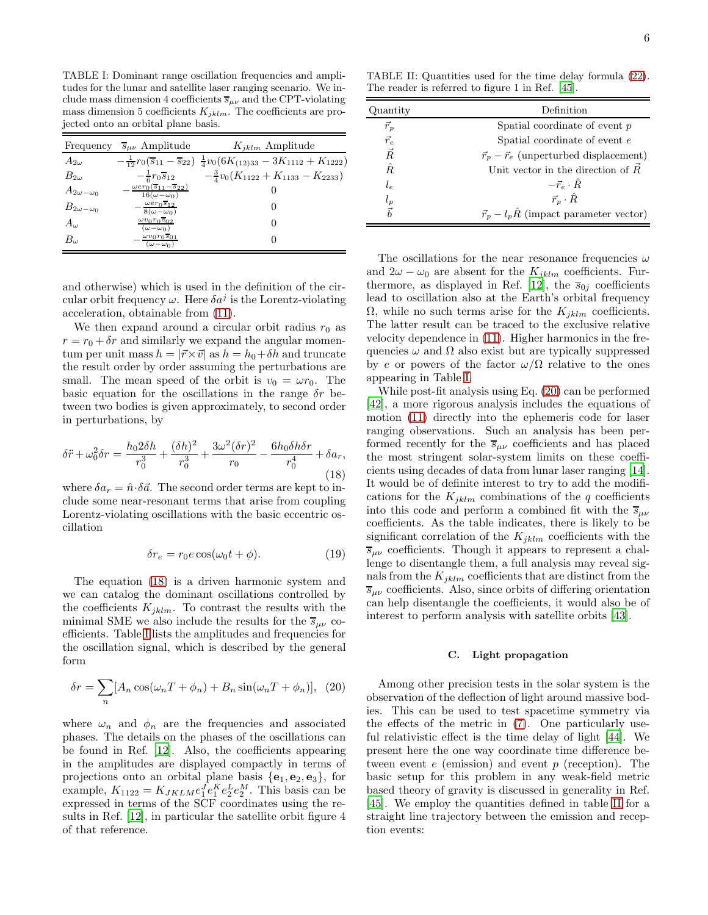TABLE I: Dominant range oscillation frequencies and amplitudes for the lunar and satellite laser ranging scenario. We include mass dimension 4 coefficients $\overline{s}_{\mu\nu}$ and the CPT-violating mass dimension 5 coefficients $K_{jklm}$. The coefficients are projected onto an orbital plane basis.

| Frequency | $\overline{s}_{\mu\nu}$ Amplitude | $K_{jklm}$ Amplitude |
|---|---|---|
| $A_{2\omega}$ | $-\frac{1}{12}r_0(\overline{s}_{11}-\overline{s}_{22})$ | $\frac{1}{4}v_0(6K_{(12)33}-3K_{1112}+K_{1222})$ |
| $B_{2\omega}$ | $-\frac{1}{6}r_0\overline{s}_{12}$ | $-\frac{3}{4}v_0(K_{1122}+K_{1133}-K_{2233})$ |
| $A_{2\omega-\omega_0}$ | $-\frac{\omega e r_0(\overline{s}_{11}-\overline{s}_{22})}{16(\omega-\omega_0)}$ | 0 |
| $B_{2\omega-\omega_0}$ | $-\frac{\omega e r_0\overline{s}_{12}}{8(\omega-\omega_0)}$ | 0 |
| $A_{\omega}$ | $\frac{\omega v_0 r_0\overline{s}_{02}}{(\omega-\omega_0)}$ | 0 |
| $B_{\omega}$ | $-\frac{\omega v_0 r_0\overline{s}_{01}}{(\omega-\omega_0)}$ | 0 |

and otherwise) which is used in the definition of the circular orbit frequency $\omega$. Here $\delta a^j$ is the Lorentz-violating acceleration, obtainable from (11).

We then expand around a circular orbit radius $r_0$ as $r = r_0 + \delta r$ and similarly we expand the angular momentum per unit mass $h = |\vec{r}\times\vec{v}|$ as $h = h_0 + \delta h$ and truncate the result order by order assuming the perturbations are small. The mean speed of the orbit is $v_0 = \omega r_0$. The basic equation for the oscillations in the range $\delta r$ between two bodies is given approximately, to second order in perturbations, by

$$\delta\ddot{r} + \omega_0^2\delta r = \frac{h_0 2\delta h}{r_0^3} + \frac{(\delta h)^2}{r_0^3} + \frac{3\omega^2(\delta r)^2}{r_0} - \frac{6h_0\delta h\delta r}{r_0^4} + \delta a_r, \tag{18}$$

where $\delta a_r = \hat{n}\cdot\delta\vec{a}$. The second order terms are kept to include some near-resonant terms that arise from coupling Lorentz-violating oscillations with the basic eccentric oscillation

$$\delta r_e = r_0 e\cos(\omega_0 t + \phi). \tag{19}$$

The equation (18) is a driven harmonic system and we can catalog the dominant oscillations controlled by the coefficients $K_{jklm}$. To contrast the results with the minimal SME we also include the results for the $\overline{s}_{\mu\nu}$ coefficients. Table I lists the amplitudes and frequencies for the oscillation signal, which is described by the general form

$$\delta r = \sum_n [A_n\cos(\omega_n T + \phi_n) + B_n\sin(\omega_n T + \phi_n)], \tag{20}$$

where $\omega_n$ and $\phi_n$ are the frequencies and associated phases. The details on the phases of the oscillations can be found in Ref. [12]. Also, the coefficients appearing in the amplitudes are displayed compactly in terms of projections onto an orbital plane basis $\{\mathbf{e}_1, \mathbf{e}_2, \mathbf{e}_3\}$, for example, $K_{1122} = K_{JKLM}e_1^J e_1^K e_2^L e_2^M$. This basis can be expressed in terms of the SCF coordinates using the results in Ref. [12], in particular the satellite orbit figure 4 of that reference.

TABLE II: Quantities used for the time delay formula (22). The reader is referred to figure 1 in Ref. [45].

| Quantity | Definition |
|---|---|
| $\vec{r}_p$ | Spatial coordinate of event $p$ |
| $\vec{r}_e$ | Spatial coordinate of event $e$ |
| $\vec{R}$ | $\vec{r}_p - \vec{r}_e$ (unperturbed displacement) |
| $\hat{R}$ | Unit vector in the direction of $\vec{R}$ |
| $l_e$ | $-\vec{r}_e\cdot\hat{R}$ |
| $l_p$ | $\vec{r}_p\cdot\hat{R}$ |
| $\vec{b}$ | $\vec{r}_p - l_p\hat{R}$ (impact parameter vector) |

The oscillations for the near resonance frequencies $\omega$ and $2\omega-\omega_0$ are absent for the $K_{jklm}$ coefficients. Furthermore, as displayed in Ref. [12], the $\overline{s}_{0j}$ coefficients lead to oscillation also at the Earth's orbital frequency $\Omega$, while no such terms arise for the $K_{jklm}$ coefficients. The latter result can be traced to the exclusive relative velocity dependence in (11). Higher harmonics in the frequencies $\omega$ and $\Omega$ also exist but are typically suppressed by $e$ or powers of the factor $\omega/\Omega$ relative to the ones appearing in Table I.

While post-fit analysis using Eq. (20) can be performed [42], a more rigorous analysis includes the equations of motion (11) directly into the ephemeris code for laser ranging observations. Such an analysis has been performed recently for the $\overline{s}_{\mu\nu}$ coefficients and has placed the most stringent solar-system limits on these coefficients using decades of data from lunar laser ranging [14]. It would be of definite interest to try to add the modifications for the $K_{jklm}$ combinations of the $q$ coefficients into this code and perform a combined fit with the $\overline{s}_{\mu\nu}$ coefficients. As the table indicates, there is likely to be significant correlation of the $K_{jklm}$ coefficients with the $\overline{s}_{\mu\nu}$ coefficients. Though it appears to represent a challenge to disentangle them, a full analysis may reveal signals from the $K_{jklm}$ coefficients that are distinct from the $\overline{s}_{\mu\nu}$ coefficients. Also, since orbits of differing orientation can help disentangle the coefficients, it would also be of interest to perform analysis with satellite orbits [43].

### C. Light propagation

Among other precision tests in the solar system is the observation of the deflection of light around massive bodies. This can be used to test spacetime symmetry via the effects of the metric in (7). One particularly useful relativistic effect is the time delay of light [44]. We present here the one way coordinate time difference between event $e$ (emission) and event $p$ (reception). The basic setup for this problem in any weak-field metric based theory of gravity is discussed in generality in Ref. [45]. We employ the quantities defined in table II for a straight line trajectory between the emission and reception events: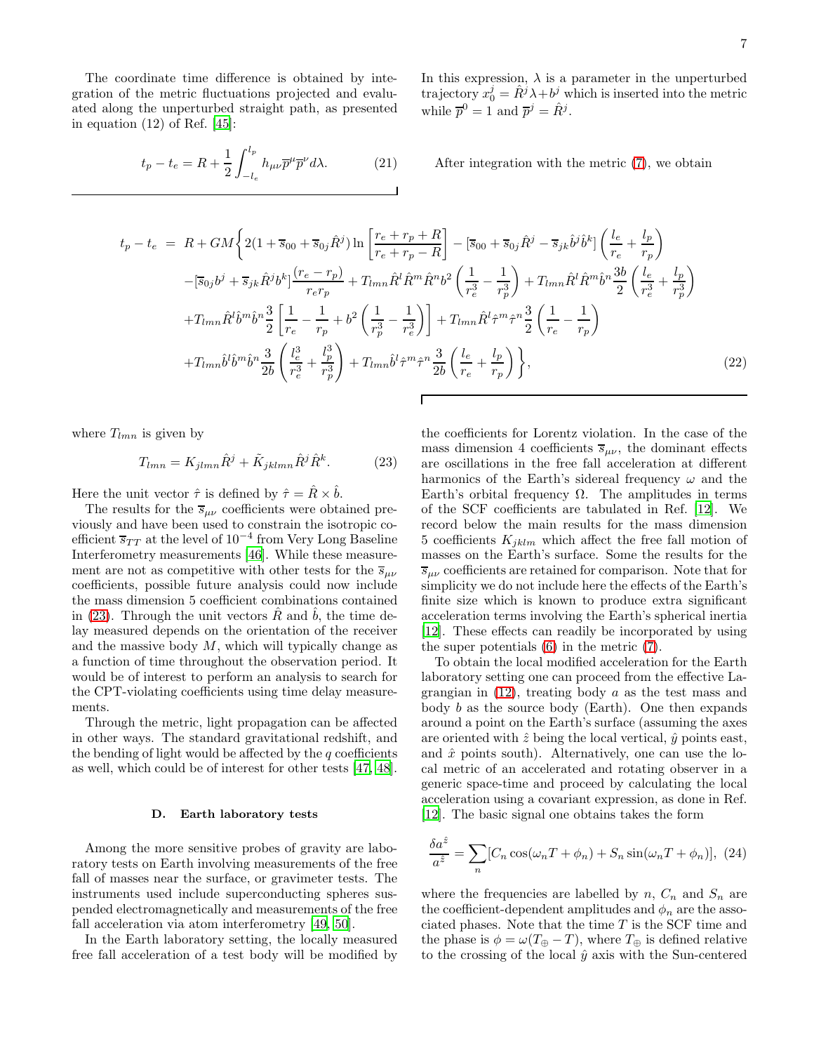The coordinate time difference is obtained by integration of the metric fluctuations projected and evaluated along the unperturbed straight path, as presented in equation (12) of Ref. [45]:

$$t_p - t_e = R + \frac{1}{2}\int_{-l_e}^{l_p} h_{\mu\nu}\overline{p}^\mu \overline{p}^\nu d\lambda. \tag{21}$$

In this expression, $\lambda$ is a parameter in the unperturbed trajectory $x_0^j = \hat{R}^j\lambda + b^j$ which is inserted into the metric while $\overline{p}^0 = 1$ and $\overline{p}^j = \hat{R}^j$.

After integration with the metric (7), we obtain

$$\begin{aligned}
t_p - t_e \;=\; & R + GM\Bigg\{ 2(1+\overline{s}_{00}+\overline{s}_{0j}\hat{R}^j)\ln\left[\frac{r_e+r_p+R}{r_e+r_p-R}\right] - [\overline{s}_{00}+\overline{s}_{0j}\hat{R}^j - \overline{s}_{jk}\hat{b}^j\hat{b}^k]\left(\frac{l_e}{r_e}+\frac{l_p}{r_p}\right) \\
& -[\overline{s}_{0j}b^j + \overline{s}_{jk}\hat{R}^j b^k]\frac{(r_e-r_p)}{r_e r_p} + T_{lmn}\hat{R}^l\hat{R}^m\hat{R}^n b^2\left(\frac{1}{r_e^3}-\frac{1}{r_p^3}\right) + T_{lmn}\hat{R}^l\hat{R}^m\hat{b}^n\frac{3b}{2}\left(\frac{l_e}{r_e^3}+\frac{l_p}{r_p^3}\right) \\
& + T_{lmn}\hat{R}^l\hat{b}^m\hat{b}^n\frac{3}{2}\left[\frac{1}{r_e}-\frac{1}{r_p} + b^2\left(\frac{1}{r_p^3}-\frac{1}{r_e^3}\right)\right] + T_{lmn}\hat{R}^l\hat{\tau}^m\hat{\tau}^n\frac{3}{2}\left(\frac{1}{r_e}-\frac{1}{r_p}\right) \\
& + T_{lmn}\hat{b}^l\hat{b}^m\hat{b}^n\frac{3}{2b}\left(\frac{l_e^3}{r_e^3}+\frac{l_p^3}{r_p^3}\right) + T_{lmn}\hat{b}^l\hat{\tau}^m\hat{\tau}^n\frac{3}{2b}\left(\frac{l_e}{r_e}+\frac{l_p}{r_p}\right)\Bigg\},
\end{aligned} \tag{22}$$

where $T_{lmn}$ is given by

$$T_{lmn} = K_{jlmn}\hat{R}^j + \tilde{K}_{jklmn}\hat{R}^j\hat{R}^k. \tag{23}$$

Here the unit vector $\hat{\tau}$ is defined by $\hat{\tau} = \hat{R}\times\hat{b}$.

The results for the $\overline{s}_{\mu\nu}$ coefficients were obtained previously and have been used to constrain the isotropic coefficient $\overline{s}_{TT}$ at the level of $10^{-4}$ from Very Long Baseline Interferometry measurements [46]. While these measurement are not as competitive with other tests for the $\overline{s}_{\mu\nu}$ coefficients, possible future analysis could now include the mass dimension 5 coefficient combinations contained in (23). Through the unit vectors $\hat{R}$ and $\hat{b}$, the time delay measured depends on the orientation of the receiver and the massive body $M$, which will typically change as a function of time throughout the observation period. It would be of interest to perform an analysis to search for the CPT-violating coefficients using time delay measurements.

Through the metric, light propagation can be affected in other ways. The standard gravitational redshift, and the bending of light would be affected by the $q$ coefficients as well, which could be of interest for other tests [47, 48].

### D. Earth laboratory tests

Among the more sensitive probes of gravity are laboratory tests on Earth involving measurements of the free fall of masses near the surface, or gravimeter tests. The instruments used include superconducting spheres suspended electromagnetically and measurements of the free fall acceleration via atom interferometry [49, 50].

In the Earth laboratory setting, the locally measured free fall acceleration of a test body will be modified by the coefficients for Lorentz violation. In the case of the mass dimension 4 coefficients $\overline{s}_{\mu\nu}$, the dominant effects are oscillations in the free fall acceleration at different harmonics of the Earth's sidereal frequency $\omega$ and the Earth's orbital frequency $\Omega$. The amplitudes in terms of the SCF coefficients are tabulated in Ref. [12]. We record below the main results for the mass dimension 5 coefficients $K_{jklm}$ which affect the free fall motion of masses on the Earth's surface. Some the results for the $\overline{s}_{\mu\nu}$ coefficients are retained for comparison. Note that for simplicity we do not include here the effects of the Earth's finite size which is known to produce extra significant acceleration terms involving the Earth's spherical inertia [12]. These effects can readily be incorporated by using the super potentials (6) in the metric (7).

To obtain the local modified acceleration for the Earth laboratory setting one can proceed from the effective Lagrangian in (12), treating body $a$ as the test mass and body $b$ as the source body (Earth). One then expands around a point on the Earth's surface (assuming the axes are oriented with $\hat{z}$ being the local vertical, $\hat{y}$ points east, and $\hat{x}$ points south). Alternatively, one can use the local metric of an accelerated and rotating observer in a generic space-time and proceed by calculating the local acceleration using a covariant expression, as done in Ref. [12]. The basic signal one obtains takes the form

$$\frac{\delta a^{\hat{z}}}{a^{\hat{z}}} = \sum_n [C_n\cos(\omega_n T + \phi_n) + S_n\sin(\omega_n T + \phi_n)], \tag{24}$$

where the frequencies are labelled by $n$, $C_n$ and $S_n$ are the coefficient-dependent amplitudes and $\phi_n$ are the associated phases. Note that the time $T$ is the SCF time and the phase is $\phi = \omega(T_\oplus - T)$, where $T_\oplus$ is defined relative to the crossing of the local $\hat{y}$ axis with the Sun-centered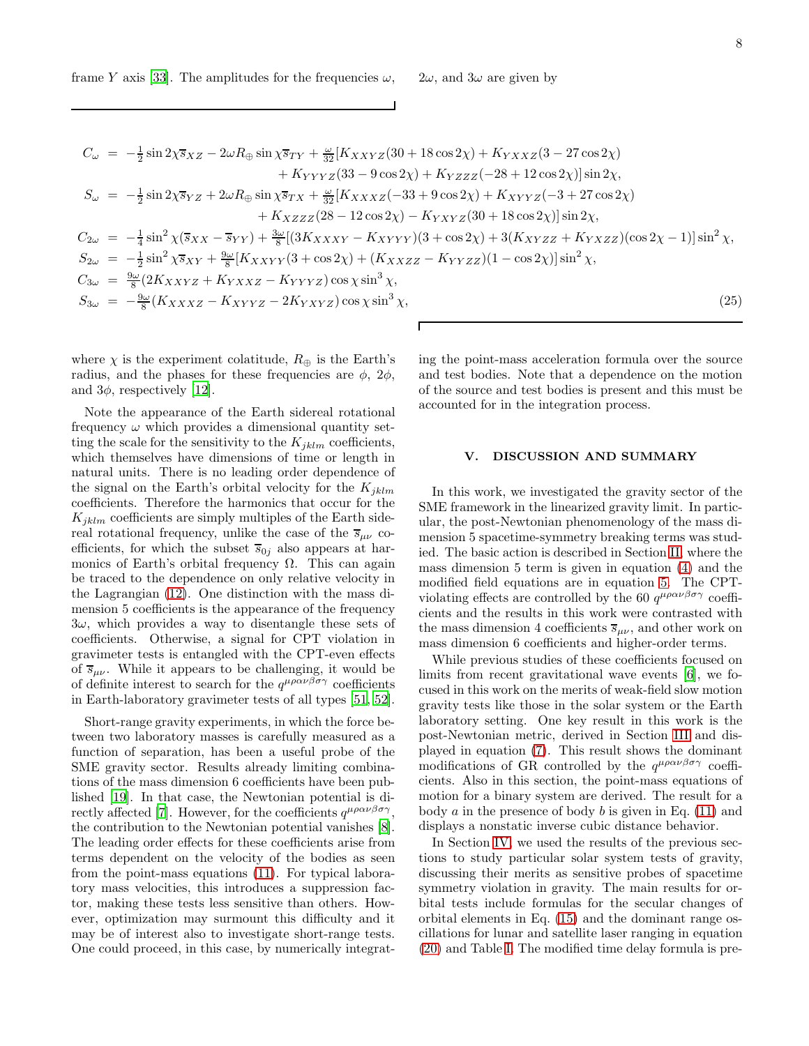frame $Y$ axis [33]. The amplitudes for the frequencies $\omega$, $2\omega$, and $3\omega$ are given by

$$
\begin{aligned}
C_\omega &= -\tfrac{1}{2}\sin 2\chi \overline{s}_{XZ} - 2\omega R_\oplus \sin\chi \overline{s}_{TY} + \tfrac{\omega}{32}[K_{XXYZ}(30+18\cos 2\chi) + K_{YXXZ}(3-27\cos 2\chi) \\
&\qquad + K_{YYYZ}(33-9\cos 2\chi) + K_{YZZZ}(-28+12\cos 2\chi)]\sin 2\chi, \\
S_\omega &= -\tfrac{1}{2}\sin 2\chi \overline{s}_{YZ} + 2\omega R_\oplus \sin\chi \overline{s}_{TX} + \tfrac{\omega}{32}[K_{XXXZ}(-33+9\cos 2\chi) + K_{XYYZ}(-3+27\cos 2\chi) \\
&\qquad + K_{XZZZ}(28-12\cos 2\chi) - K_{YXYZ}(30+18\cos 2\chi)]\sin 2\chi, \\
C_{2\omega} &= -\tfrac{1}{4}\sin^2\chi(\overline{s}_{XX} - \overline{s}_{YY}) + \tfrac{3\omega}{8}[(3K_{XXXY} - K_{XYYY})(3+\cos 2\chi) + 3(K_{XYZZ} + K_{YXZZ})(\cos 2\chi - 1)]\sin^2\chi, \\
S_{2\omega} &= -\tfrac{1}{2}\sin^2\chi \overline{s}_{XY} + \tfrac{9\omega}{8}[K_{XXYY}(3+\cos 2\chi) + (K_{XXZZ} - K_{YYZZ})(1-\cos 2\chi)]\sin^2\chi, \\
C_{3\omega} &= \tfrac{9\omega}{8}(2K_{XXYZ} + K_{YXXZ} - K_{YYYZ})\cos\chi\sin^3\chi, \\
S_{3\omega} &= -\tfrac{9\omega}{8}(K_{XXXZ} - K_{XYYZ} - 2K_{YXYZ})\cos\chi\sin^3\chi,
\end{aligned}
\tag{25}
$$

where $\chi$ is the experiment colatitude, $R_\oplus$ is the Earth's radius, and the phases for these frequencies are $\phi$, $2\phi$, and $3\phi$, respectively [12].

Note the appearance of the Earth sidereal rotational frequency $\omega$ which provides a dimensional quantity setting the scale for the sensitivity to the $K_{jklm}$ coefficients, which themselves have dimensions of time or length in natural units. There is no leading order dependence of the signal on the Earth's orbital velocity for the $K_{jklm}$ coefficients. Therefore the harmonics that occur for the $K_{jklm}$ coefficients are simply multiples of the Earth sidereal rotational frequency, unlike the case of the $\overline{s}_{\mu\nu}$ coefficients, for which the subset $\overline{s}_{0j}$ also appears at harmonics of Earth's orbital frequency $\Omega$. This can again be traced to the dependence on only relative velocity in the Lagrangian (12). One distinction with the mass dimension 5 coefficients is the appearance of the frequency $3\omega$, which provides a way to disentangle these sets of coefficients. Otherwise, a signal for CPT violation in gravimeter tests is entangled with the CPT-even effects of $\overline{s}_{\mu\nu}$. While it appears to be challenging, it would be of definite interest to search for the $q^{\mu\rho\alpha\nu\beta\sigma\gamma}$ coefficients in Earth-laboratory gravimeter tests of all types [51, 52].

Short-range gravity experiments, in which the force between two laboratory masses is carefully measured as a function of separation, has been a useful probe of the SME gravity sector. Results already limiting combinations of the mass dimension 6 coefficients have been published [19]. In that case, the Newtonian potential is directly affected [7]. However, for the coefficients $q^{\mu\rho\alpha\nu\beta\sigma\gamma}$, the contribution to the Newtonian potential vanishes [8]. The leading order effects for these coefficients arise from terms dependent on the velocity of the bodies as seen from the point-mass equations (11). For typical laboratory mass velocities, this introduces a suppression factor, making these tests less sensitive than others. However, optimization may surmount this difficulty and it may be of interest also to investigate short-range tests. One could proceed, in this case, by numerically integrating the point-mass acceleration formula over the source and test bodies. Note that a dependence on the motion of the source and test bodies is present and this must be accounted for in the integration process.

## V. DISCUSSION AND SUMMARY

In this work, we investigated the gravity sector of the SME framework in the linearized gravity limit. In particular, the post-Newtonian phenomenology of the mass dimension 5 spacetime-symmetry breaking terms was studied. The basic action is described in Section II, where the mass dimension 5 term is given in equation (4) and the modified field equations are in equation 5. The CPT-violating effects are controlled by the 60 $q^{\mu\rho\alpha\nu\beta\sigma\gamma}$ coefficients and the results in this work were contrasted with the mass dimension 4 coefficients $\overline{s}_{\mu\nu}$, and other work on mass dimension 6 coefficients and higher-order terms.

While previous studies of these coefficients focused on limits from recent gravitational wave events [6], we focused in this work on the merits of weak-field slow motion gravity tests like those in the solar system or the Earth laboratory setting. One key result in this work is the post-Newtonian metric, derived in Section III and displayed in equation (7). This result shows the dominant modifications of GR controlled by the $q^{\mu\rho\alpha\nu\beta\sigma\gamma}$ coefficients. Also in this section, the point-mass equations of motion for a binary system are derived. The result for a body $a$ in the presence of body $b$ is given in Eq. (11) and displays a nonstatic inverse cubic distance behavior.

In Section IV, we used the results of the previous sections to study particular solar system tests of gravity, discussing their merits as sensitive probes of spacetime symmetry violation in gravity. The main results for orbital tests include formulas for the secular changes of orbital elements in Eq. (15) and the dominant range oscillations for lunar and satellite laser ranging in equation (20) and Table I. The modified time delay formula is pre-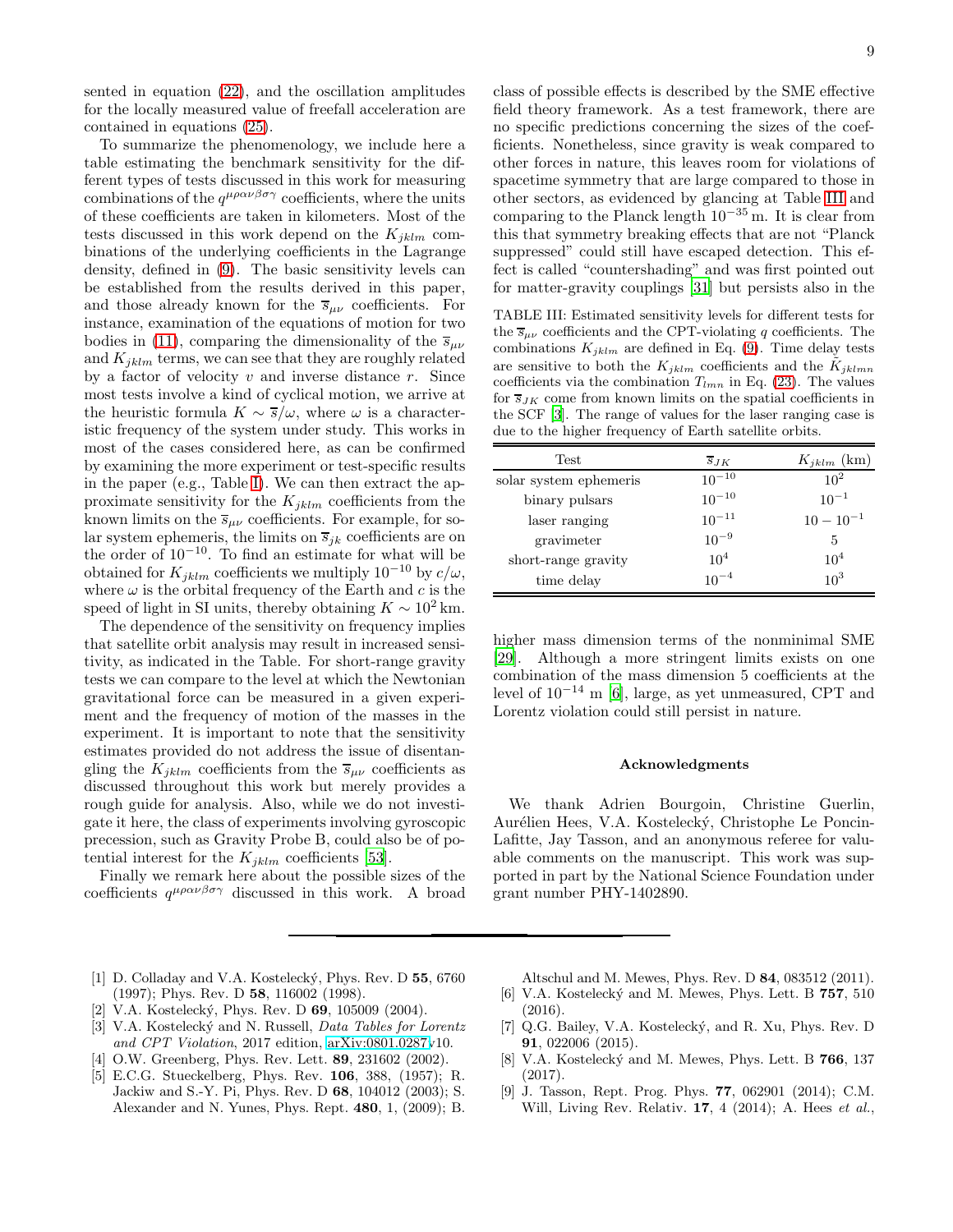sented in equation (22), and the oscillation amplitudes for the locally measured value of freefall acceleration are contained in equations (25).

To summarize the phenomenology, we include here a table estimating the benchmark sensitivity for the different types of tests discussed in this work for measuring combinations of the $q^{\mu\rho\alpha\nu\beta\sigma\gamma}$ coefficients, where the units of these coefficients are taken in kilometers. Most of the tests discussed in this work depend on the $K_{jklm}$ combinations of the underlying coefficients in the Lagrange density, defined in (9). The basic sensitivity levels can be established from the results derived in this paper, and those already known for the $\overline{s}_{\mu\nu}$ coefficients. For instance, examination of the equations of motion for two bodies in (11), comparing the dimensionality of the $\overline{s}_{\mu\nu}$ and $K_{jklm}$ terms, we can see that they are roughly related by a factor of velocity $v$ and inverse distance $r$. Since most tests involve a kind of cyclical motion, we arrive at the heuristic formula $K \sim \overline{s}/\omega$, where $\omega$ is a characteristic frequency of the system under study. This works in most of the cases considered here, as can be confirmed by examining the more experiment or test-specific results in the paper (e.g., Table I). We can then extract the approximate sensitivity for the $K_{jklm}$ coefficients from the known limits on the $\overline{s}_{\mu\nu}$ coefficients. For example, for solar system ephemeris, the limits on $\overline{s}_{jk}$ coefficients are on the order of $10^{-10}$. To find an estimate for what will be obtained for $K_{jklm}$ coefficients we multiply $10^{-10}$ by $c/\omega$, where $\omega$ is the orbital frequency of the Earth and $c$ is the speed of light in SI units, thereby obtaining $K \sim 10^2$ km.

The dependence of the sensitivity on frequency implies that satellite orbit analysis may result in increased sensitivity, as indicated in the Table. For short-range gravity tests we can compare to the level at which the Newtonian gravitational force can be measured in a given experiment and the frequency of motion of the masses in the experiment. It is important to note that the sensitivity estimates provided do not address the issue of disentangling the $K_{jklm}$ coefficients from the $\overline{s}_{\mu\nu}$ coefficients as discussed throughout this work but merely provides a rough guide for analysis. Also, while we do not investigate it here, the class of experiments involving gyroscopic precession, such as Gravity Probe B, could also be of potential interest for the $K_{jklm}$ coefficients [53].

Finally we remark here about the possible sizes of the coefficients $q^{\mu\rho\alpha\nu\beta\sigma\gamma}$ discussed in this work. A broad class of possible effects is described by the SME effective field theory framework. As a test framework, there are no specific predictions concerning the sizes of the coefficients. Nonetheless, since gravity is weak compared to other forces in nature, this leaves room for violations of spacetime symmetry that are large compared to those in other sectors, as evidenced by glancing at Table III and comparing to the Planck length $10^{-35}$ m. It is clear from this that symmetry breaking effects that are not "Planck suppressed" could still have escaped detection. This effect is called "countershading" and was first pointed out for matter-gravity couplings [31] but persists also in the higher mass dimension terms of the nonminimal SME [29]. Although a more stringent limits exists on one combination of the mass dimension 5 coefficients at the level of $10^{-14}$ m [6], large, as yet unmeasured, CPT and Lorentz violation could still persist in nature.

TABLE III: Estimated sensitivity levels for different tests for the $\overline{s}_{\mu\nu}$ coefficients and the CPT-violating $q$ coefficients. The combinations $K_{jklm}$ are defined in Eq. (9). Time delay tests are sensitive to both the $K_{jklm}$ coefficients and the $\tilde{K}_{jklmn}$ coefficients via the combination $T_{lmn}$ in Eq. (23). The values for $\overline{s}_{JK}$ come from known limits on the spatial coefficients in the SCF [3]. The range of values for the laser ranging case is due to the higher frequency of Earth satellite orbits.

| Test | $\overline{s}_{JK}$ | $K_{jklm}$ (km) |
|---|---|---|
| solar system ephemeris | $10^{-10}$ | $10^{2}$ |
| binary pulsars | $10^{-10}$ | $10^{-1}$ |
| laser ranging | $10^{-11}$ | $10 - 10^{-1}$ |
| gravimeter | $10^{-9}$ | 5 |
| short-range gravity | $10^{4}$ | $10^{4}$ |
| time delay | $10^{-4}$ | $10^{3}$ |

### Acknowledgments

We thank Adrien Bourgoin, Christine Guerlin, Aurélien Hees, V.A. Kostelecký, Christophe Le Poncin-Lafitte, Jay Tasson, and an anonymous referee for valuable comments on the manuscript. This work was supported in part by the National Science Foundation under grant number PHY-1402890.

---

[1] D. Colladay and V.A. Kostelecký, Phys. Rev. D **55**, 6760 (1997); Phys. Rev. D **58**, 116002 (1998).
[2] V.A. Kostelecký, Phys. Rev. D **69**, 105009 (2004).
[3] V.A. Kostelecký and N. Russell, *Data Tables for Lorentz and CPT Violation*, 2017 edition, arXiv:0801.0287v10.
[4] O.W. Greenberg, Phys. Rev. Lett. **89**, 231602 (2002).
[5] E.C.G. Stueckelberg, Phys. Rev. **106**, 388, (1957); R. Jackiw and S.-Y. Pi, Phys. Rev. D **68**, 104012 (2003); S. Alexander and N. Yunes, Phys. Rept. **480**, 1, (2009); B. Altschul and M. Mewes, Phys. Rev. D **84**, 083512 (2011).
[6] V.A. Kostelecký and M. Mewes, Phys. Lett. B **757**, 510 (2016).
[7] Q.G. Bailey, V.A. Kostelecký, and R. Xu, Phys. Rev. D **91**, 022006 (2015).
[8] V.A. Kostelecký and M. Mewes, Phys. Lett. B **766**, 137 (2017).
[9] J. Tasson, Rept. Prog. Phys. **77**, 062901 (2014); C.M. Will, Living Rev. Relativ. **17**, 4 (2014); A. Hees *et al.*,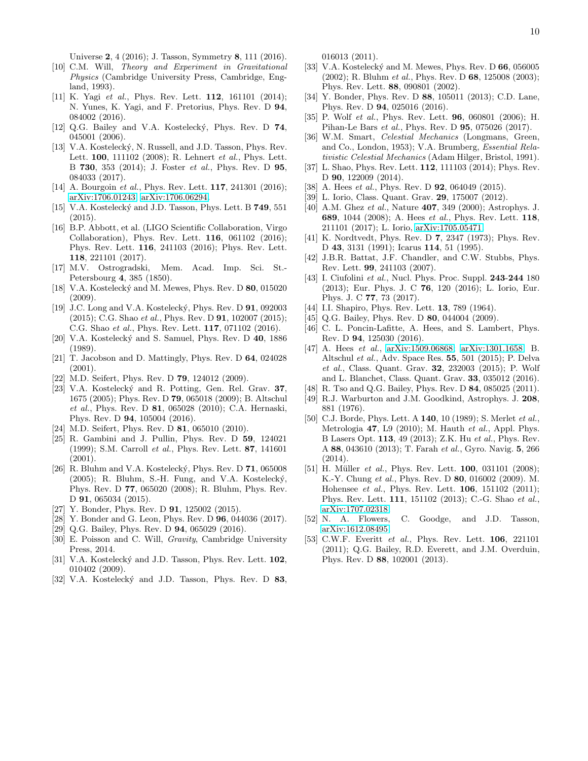Universe **2**, 4 (2016); J. Tasson, Symmetry **8**, 111 (2016).

[10] C.M. Will, *Theory and Experiment in Gravitational Physics* (Cambridge University Press, Cambridge, England, 1993).

[11] K. Yagi *et al.*, Phys. Rev. Lett. **112**, 161101 (2014); N. Yunes, K. Yagi, and F. Pretorius, Phys. Rev. D **94**, 084002 (2016).

[12] Q.G. Bailey and V.A. Kostelecký, Phys. Rev. D **74**, 045001 (2006).

[13] V.A. Kostelecký, N. Russell, and J.D. Tasson, Phys. Rev. Lett. **100**, 111102 (2008); R. Lehnert *et al.*, Phys. Lett. B **730**, 353 (2014); J. Foster *et al.*, Phys. Rev. D **95**, 084033 (2017).

[14] A. Bourgoin *et al.*, Phys. Rev. Lett. **117**, 241301 (2016); arXiv:1706.01243; arXiv:1706.06294.

[15] V.A. Kostelecký and J.D. Tasson, Phys. Lett. B **749**, 551 (2015).

[16] B.P. Abbott, et al. (LIGO Scientific Collaboration, Virgo Collaboration), Phys. Rev. Lett. **116**, 061102 (2016); Phys. Rev. Lett. **116**, 241103 (2016); Phys. Rev. Lett. **118**, 221101 (2017).

[17] M.V. Ostrogradski, Mem. Acad. Imp. Sci. St.-Petersbourg **4**, 385 (1850).

[18] V.A. Kostelecký and M. Mewes, Phys. Rev. D **80**, 015020 (2009).

[19] J.C. Long and V.A. Kostelecký, Phys. Rev. D **91**, 092003 (2015); C.G. Shao *et al.*, Phys. Rev. D **91**, 102007 (2015); C.G. Shao *et al.*, Phys. Rev. Lett. **117**, 071102 (2016).

[20] V.A. Kostelecký and S. Samuel, Phys. Rev. D **40**, 1886 (1989).

[21] T. Jacobson and D. Mattingly, Phys. Rev. D **64**, 024028 (2001).

[22] M.D. Seifert, Phys. Rev. D **79**, 124012 (2009).

[23] V.A. Kostelecký and R. Potting, Gen. Rel. Grav. **37**, 1675 (2005); Phys. Rev. D **79**, 065018 (2009); B. Altschul *et al.*, Phys. Rev. D **81**, 065028 (2010); C.A. Hernaski, Phys. Rev. D **94**, 105004 (2016).

[24] M.D. Seifert, Phys. Rev. D **81**, 065010 (2010).

[25] R. Gambini and J. Pullin, Phys. Rev. D **59**, 124021 (1999); S.M. Carroll *et al.*, Phys. Rev. Lett. **87**, 141601 (2001).

[26] R. Bluhm and V.A. Kostelecký, Phys. Rev. D **71**, 065008 (2005); R. Bluhm, S.-H. Fung, and V.A. Kostelecký, Phys. Rev. D **77**, 065020 (2008); R. Bluhm, Phys. Rev. D **91**, 065034 (2015).

[27] Y. Bonder, Phys. Rev. D **91**, 125002 (2015).

[28] Y. Bonder and G. Leon, Phys. Rev. D **96**, 044036 (2017).

[29] Q.G. Bailey, Phys. Rev. D **94**, 065029 (2016).

[30] E. Poisson and C. Will, *Gravity*, Cambridge University Press, 2014.

[31] V.A. Kostelecký and J.D. Tasson, Phys. Rev. Lett. **102**, 010402 (2009).

[32] V.A. Kostelecký and J.D. Tasson, Phys. Rev. D **83**, 016013 (2011).

[33] V.A. Kostelecký and M. Mewes, Phys. Rev. D **66**, 056005 (2002); R. Bluhm *et al.*, Phys. Rev. D **68**, 125008 (2003); Phys. Rev. Lett. **88**, 090801 (2002).

[34] Y. Bonder, Phys. Rev. D **88**, 105011 (2013); C.D. Lane, Phys. Rev. D **94**, 025016 (2016).

[35] P. Wolf *et al.*, Phys. Rev. Lett. **96**, 060801 (2006); H. Pihan-Le Bars *et al.*, Phys. Rev. D **95**, 075026 (2017).

[36] W.M. Smart, *Celestial Mechanics* (Longmans, Green, and Co., London, 1953); V.A. Brumberg, *Essential Relativistic Celestial Mechanics* (Adam Hilger, Bristol, 1991).

[37] L. Shao, Phys. Rev. Lett. **112**, 111103 (2014); Phys. Rev. D **90**, 122009 (2014).

[38] A. Hees *et al.*, Phys. Rev. D **92**, 064049 (2015).

[39] L. Iorio, Class. Quant. Grav. **29**, 175007 (2012).

[40] A.M. Ghez *et al.*, Nature **407**, 349 (2000); Astrophys. J. **689**, 1044 (2008); A. Hees *et al.*, Phys. Rev. Lett. **118**, 211101 (2017); L. Iorio, arXiv:1705.05471.

[41] K. Nordtvedt, Phys. Rev. D **7**, 2347 (1973); Phys. Rev. D **43**, 3131 (1991); Icarus **114**, 51 (1995).

[42] J.B.R. Battat, J.F. Chandler, and C.W. Stubbs, Phys. Rev. Lett. **99**, 241103 (2007).

[43] I. Ciufolini *et al.*, Nucl. Phys. Proc. Suppl. **243-244** 180 (2013); Eur. Phys. J. C **76**, 120 (2016); L. Iorio, Eur. Phys. J. C **77**, 73 (2017).

[44] I.I. Shapiro, Phys. Rev. Lett. **13**, 789 (1964).

[45] Q.G. Bailey, Phys. Rev. D **80**, 044004 (2009).

[46] C. L. Poncin-Lafitte, A. Hees, and S. Lambert, Phys. Rev. D **94**, 125030 (2016).

[47] A. Hees *et al.*, arXiv:1509.06868; arXiv:1301.1658; B. Altschul *et al.*, Adv. Space Res. **55**, 501 (2015); P. Delva *et al.*, Class. Quant. Grav. **32**, 232003 (2015); P. Wolf and L. Blanchet, Class. Quant. Grav. **33**, 035012 (2016).

[48] R. Tso and Q.G. Bailey, Phys. Rev. D **84**, 085025 (2011).

[49] R.J. Warburton and J.M. Goodkind, Astrophys. J. **208**, 881 (1976).

[50] C.J. Borde, Phys. Lett. A **140**, 10 (1989); S. Merlet *et al.*, Metrologia **47**, L9 (2010); M. Hauth *et al.*, Appl. Phys. B Lasers Opt. **113**, 49 (2013); Z.K. Hu *et al.*, Phys. Rev. A **88**, 043610 (2013); T. Farah *et al.*, Gyro. Navig. **5**, 266 (2014).

[51] H. Müller *et al.*, Phys. Rev. Lett. **100**, 031101 (2008); K.-Y. Chung *et al.*, Phys. Rev. D **80**, 016002 (2009). M. Hohensee *et al.*, Phys. Rev. Lett. **106**, 151102 (2011); Phys. Rev. Lett. **111**, 151102 (2013); C.-G. Shao *et al.*, arXiv:1707.02318.

[52] N. A. Flowers, C. Goodge, and J.D. Tasson, arXiv:1612.08495.

[53] C.W.F. Everitt *et al.*, Phys. Rev. Lett. **106**, 221101 (2011); Q.G. Bailey, R.D. Everett, and J.M. Overduin, Phys. Rev. D **88**, 102001 (2013).